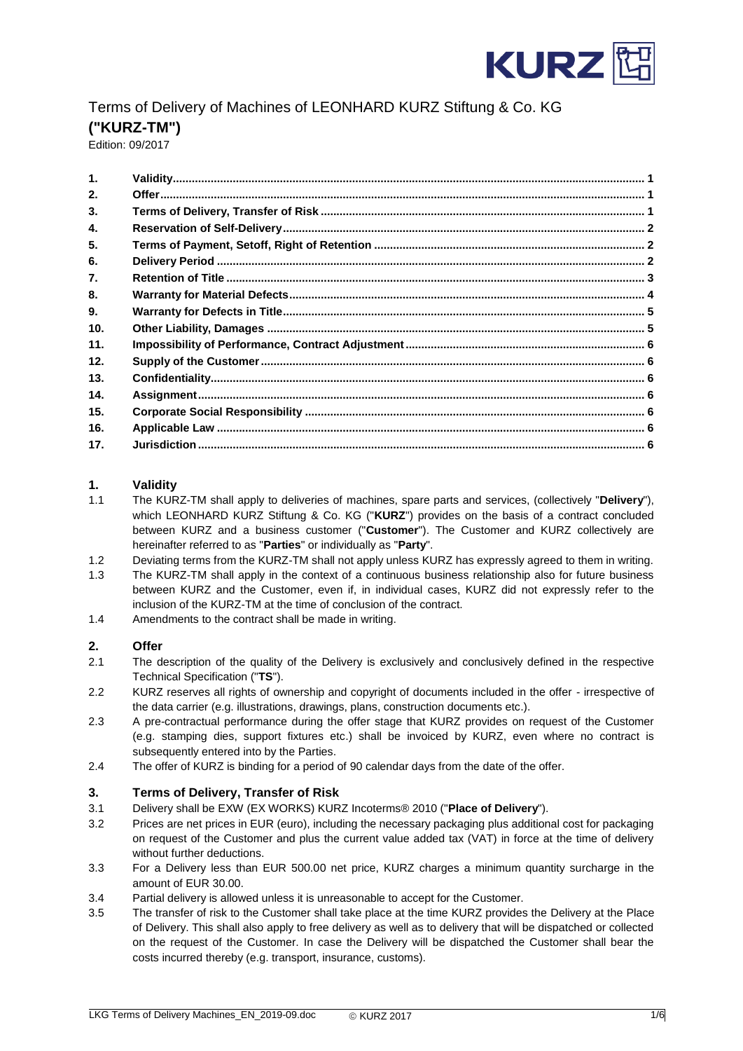# Terms of Delivery of Machines of LEONHARD KURZ Stiftung & Co. KG

**("KURZ-TM")**

Edition: 09/2017

| | | |
|---|---|---|
| 1. | Validity | 1 |
| 2. | Offer | 1 |
| 3. | Terms of Delivery, Transfer of Risk | 1 |
| 4. | Reservation of Self-Delivery | 2 |
| 5. | Terms of Payment, Setoff, Right of Retention | 2 |
| 6. | Delivery Period | 2 |
| 7. | Retention of Title | 3 |
| 8. | Warranty for Material Defects | 4 |
| 9. | Warranty for Defects in Title | 5 |
| 10. | Other Liability, Damages | 5 |
| 11. | Impossibility of Performance, Contract Adjustment | 6 |
| 12. | Supply of the Customer | 6 |
| 13. | Confidentiality | 6 |
| 14. | Assignment | 6 |
| 15. | Corporate Social Responsibility | 6 |
| 16. | Applicable Law | 6 |
| 17. | Jurisdiction | 6 |

## 1. Validity

1.1 The KURZ-TM shall apply to deliveries of machines, spare parts and services, (collectively "**Delivery**"), which LEONHARD KURZ Stiftung & Co. KG ("**KURZ**") provides on the basis of a contract concluded between KURZ and a business customer ("**Customer**"). The Customer and KURZ collectively are hereinafter referred to as "**Parties**" or individually as "**Party**".

1.2 Deviating terms from the KURZ-TM shall not apply unless KURZ has expressly agreed to them in writing.

1.3 The KURZ-TM shall apply in the context of a continuous business relationship also for future business between KURZ and the Customer, even if, in individual cases, KURZ did not expressly refer to the inclusion of the KURZ-TM at the time of conclusion of the contract.

1.4 Amendments to the contract shall be made in writing.

## 2. Offer

2.1 The description of the quality of the Delivery is exclusively and conclusively defined in the respective Technical Specification ("**TS**").

2.2 KURZ reserves all rights of ownership and copyright of documents included in the offer - irrespective of the data carrier (e.g. illustrations, drawings, plans, construction documents etc.).

2.3 A pre-contractual performance during the offer stage that KURZ provides on request of the Customer (e.g. stamping dies, support fixtures etc.) shall be invoiced by KURZ, even where no contract is subsequently entered into by the Parties.

2.4 The offer of KURZ is binding for a period of 90 calendar days from the date of the offer.

## 3. Terms of Delivery, Transfer of Risk

3.1 Delivery shall be EXW (EX WORKS) KURZ Incoterms® 2010 ("**Place of Delivery**").

3.2 Prices are net prices in EUR (euro), including the necessary packaging plus additional cost for packaging on request of the Customer and plus the current value added tax (VAT) in force at the time of delivery without further deductions.

3.3 For a Delivery less than EUR 500.00 net price, KURZ charges a minimum quantity surcharge in the amount of EUR 30.00.

3.4 Partial delivery is allowed unless it is unreasonable to accept for the Customer.

3.5 The transfer of risk to the Customer shall take place at the time KURZ provides the Delivery at the Place of Delivery. This shall also apply to free delivery as well as to delivery that will be dispatched or collected on the request of the Customer. In case the Delivery will be dispatched the Customer shall bear the costs incurred thereby (e.g. transport, insurance, customs).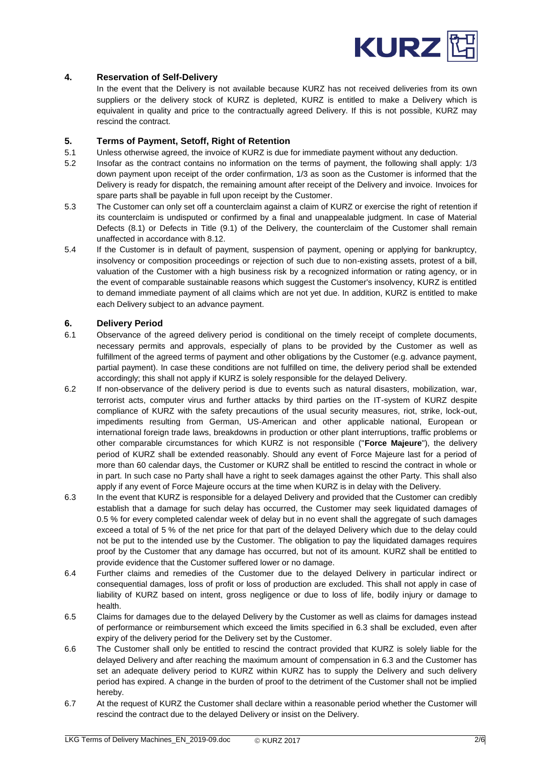## 4. Reservation of Self-Delivery

In the event that the Delivery is not available because KURZ has not received deliveries from its own suppliers or the delivery stock of KURZ is depleted, KURZ is entitled to make a Delivery which is equivalent in quality and price to the contractually agreed Delivery. If this is not possible, KURZ may rescind the contract.

## 5. Terms of Payment, Setoff, Right of Retention

5.1 Unless otherwise agreed, the invoice of KURZ is due for immediate payment without any deduction.

5.2 Insofar as the contract contains no information on the terms of payment, the following shall apply: 1/3 down payment upon receipt of the order confirmation, 1/3 as soon as the Customer is informed that the Delivery is ready for dispatch, the remaining amount after receipt of the Delivery and invoice. Invoices for spare parts shall be payable in full upon receipt by the Customer.

5.3 The Customer can only set off a counterclaim against a claim of KURZ or exercise the right of retention if its counterclaim is undisputed or confirmed by a final and unappealable judgment. In case of Material Defects (8.1) or Defects in Title (9.1) of the Delivery, the counterclaim of the Customer shall remain unaffected in accordance with 8.12.

5.4 If the Customer is in default of payment, suspension of payment, opening or applying for bankruptcy, insolvency or composition proceedings or rejection of such due to non-existing assets, protest of a bill, valuation of the Customer with a high business risk by a recognized information or rating agency, or in the event of comparable sustainable reasons which suggest the Customer's insolvency, KURZ is entitled to demand immediate payment of all claims which are not yet due. In addition, KURZ is entitled to make each Delivery subject to an advance payment.

## 6. Delivery Period

6.1 Observance of the agreed delivery period is conditional on the timely receipt of complete documents, necessary permits and approvals, especially of plans to be provided by the Customer as well as fulfillment of the agreed terms of payment and other obligations by the Customer (e.g. advance payment, partial payment). In case these conditions are not fulfilled on time, the delivery period shall be extended accordingly; this shall not apply if KURZ is solely responsible for the delayed Delivery.

6.2 If non-observance of the delivery period is due to events such as natural disasters, mobilization, war, terrorist acts, computer virus and further attacks by third parties on the IT-system of KURZ despite compliance of KURZ with the safety precautions of the usual security measures, riot, strike, lock-out, impediments resulting from German, US-American and other applicable national, European or international foreign trade laws, breakdowns in production or other plant interruptions, traffic problems or other comparable circumstances for which KURZ is not responsible ("**Force Majeure**"), the delivery period of KURZ shall be extended reasonably. Should any event of Force Majeure last for a period of more than 60 calendar days, the Customer or KURZ shall be entitled to rescind the contract in whole or in part. In such case no Party shall have a right to seek damages against the other Party. This shall also apply if any event of Force Majeure occurs at the time when KURZ is in delay with the Delivery.

6.3 In the event that KURZ is responsible for a delayed Delivery and provided that the Customer can credibly establish that a damage for such delay has occurred, the Customer may seek liquidated damages of 0.5 % for every completed calendar week of delay but in no event shall the aggregate of such damages exceed a total of 5 % of the net price for that part of the delayed Delivery which due to the delay could not be put to the intended use by the Customer. The obligation to pay the liquidated damages requires proof by the Customer that any damage has occurred, but not of its amount. KURZ shall be entitled to provide evidence that the Customer suffered lower or no damage.

6.4 Further claims and remedies of the Customer due to the delayed Delivery in particular indirect or consequential damages, loss of profit or loss of production are excluded. This shall not apply in case of liability of KURZ based on intent, gross negligence or due to loss of life, bodily injury or damage to health.

6.5 Claims for damages due to the delayed Delivery by the Customer as well as claims for damages instead of performance or reimbursement which exceed the limits specified in 6.3 shall be excluded, even after expiry of the delivery period for the Delivery set by the Customer.

6.6 The Customer shall only be entitled to rescind the contract provided that KURZ is solely liable for the delayed Delivery and after reaching the maximum amount of compensation in 6.3 and the Customer has set an adequate delivery period to KURZ within KURZ has to supply the Delivery and such delivery period has expired. A change in the burden of proof to the detriment of the Customer shall not be implied hereby.

6.7 At the request of KURZ the Customer shall declare within a reasonable period whether the Customer will rescind the contract due to the delayed Delivery or insist on the Delivery.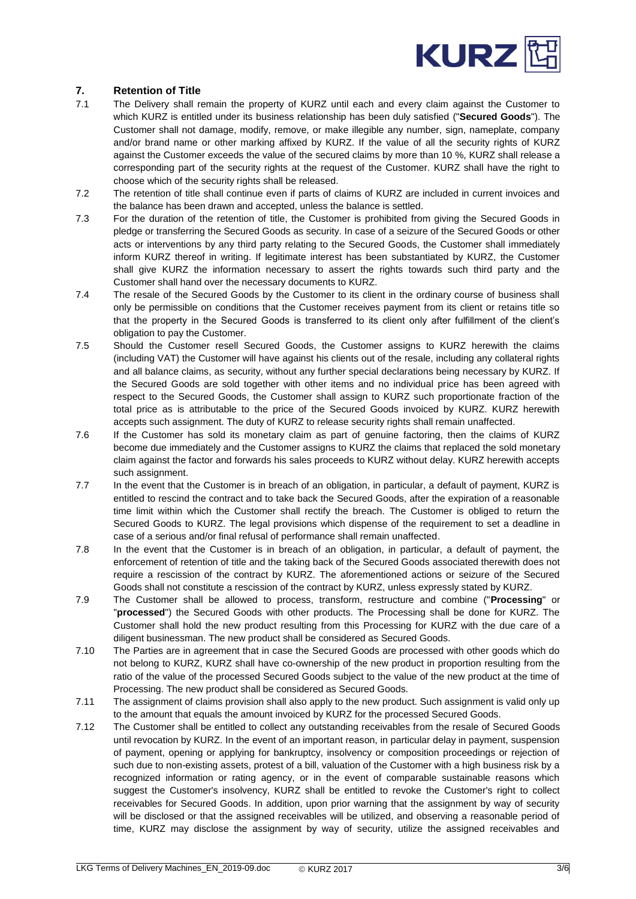## 7. Retention of Title

7.1 The Delivery shall remain the property of KURZ until each and every claim against the Customer to which KURZ is entitled under its business relationship has been duly satisfied ("**Secured Goods**"). The Customer shall not damage, modify, remove, or make illegible any number, sign, nameplate, company and/or brand name or other marking affixed by KURZ. If the value of all the security rights of KURZ against the Customer exceeds the value of the secured claims by more than 10 %, KURZ shall release a corresponding part of the security rights at the request of the Customer. KURZ shall have the right to choose which of the security rights shall be released.

7.2 The retention of title shall continue even if parts of claims of KURZ are included in current invoices and the balance has been drawn and accepted, unless the balance is settled.

7.3 For the duration of the retention of title, the Customer is prohibited from giving the Secured Goods in pledge or transferring the Secured Goods as security. In case of a seizure of the Secured Goods or other acts or interventions by any third party relating to the Secured Goods, the Customer shall immediately inform KURZ thereof in writing. If legitimate interest has been substantiated by KURZ, the Customer shall give KURZ the information necessary to assert the rights towards such third party and the Customer shall hand over the necessary documents to KURZ.

7.4 The resale of the Secured Goods by the Customer to its client in the ordinary course of business shall only be permissible on conditions that the Customer receives payment from its client or retains title so that the property in the Secured Goods is transferred to its client only after fulfillment of the client's obligation to pay the Customer.

7.5 Should the Customer resell Secured Goods, the Customer assigns to KURZ herewith the claims (including VAT) the Customer will have against his clients out of the resale, including any collateral rights and all balance claims, as security, without any further special declarations being necessary by KURZ. If the Secured Goods are sold together with other items and no individual price has been agreed with respect to the Secured Goods, the Customer shall assign to KURZ such proportionate fraction of the total price as is attributable to the price of the Secured Goods invoiced by KURZ. KURZ herewith accepts such assignment. The duty of KURZ to release security rights shall remain unaffected.

7.6 If the Customer has sold its monetary claim as part of genuine factoring, then the claims of KURZ become due immediately and the Customer assigns to KURZ the claims that replaced the sold monetary claim against the factor and forwards his sales proceeds to KURZ without delay. KURZ herewith accepts such assignment.

7.7 In the event that the Customer is in breach of an obligation, in particular, a default of payment, KURZ is entitled to rescind the contract and to take back the Secured Goods, after the expiration of a reasonable time limit within which the Customer shall rectify the breach. The Customer is obliged to return the Secured Goods to KURZ. The legal provisions which dispense of the requirement to set a deadline in case of a serious and/or final refusal of performance shall remain unaffected.

7.8 In the event that the Customer is in breach of an obligation, in particular, a default of payment, the enforcement of retention of title and the taking back of the Secured Goods associated therewith does not require a rescission of the contract by KURZ. The aforementioned actions or seizure of the Secured Goods shall not constitute a rescission of the contract by KURZ, unless expressly stated by KURZ.

7.9 The Customer shall be allowed to process, transform, restructure and combine ("**Processing**" or "**processed**") the Secured Goods with other products. The Processing shall be done for KURZ. The Customer shall hold the new product resulting from this Processing for KURZ with the due care of a diligent businessman. The new product shall be considered as Secured Goods.

7.10 The Parties are in agreement that in case the Secured Goods are processed with other goods which do not belong to KURZ, KURZ shall have co-ownership of the new product in proportion resulting from the ratio of the value of the processed Secured Goods subject to the value of the new product at the time of Processing. The new product shall be considered as Secured Goods.

7.11 The assignment of claims provision shall also apply to the new product. Such assignment is valid only up to the amount that equals the amount invoiced by KURZ for the processed Secured Goods.

7.12 The Customer shall be entitled to collect any outstanding receivables from the resale of Secured Goods until revocation by KURZ. In the event of an important reason, in particular delay in payment, suspension of payment, opening or applying for bankruptcy, insolvency or composition proceedings or rejection of such due to non-existing assets, protest of a bill, valuation of the Customer with a high business risk by a recognized information or rating agency, or in the event of comparable sustainable reasons which suggest the Customer's insolvency, KURZ shall be entitled to revoke the Customer's right to collect receivables for Secured Goods. In addition, upon prior warning that the assignment by way of security will be disclosed or that the assigned receivables will be utilized, and observing a reasonable period of time, KURZ may disclose the assignment by way of security, utilize the assigned receivables and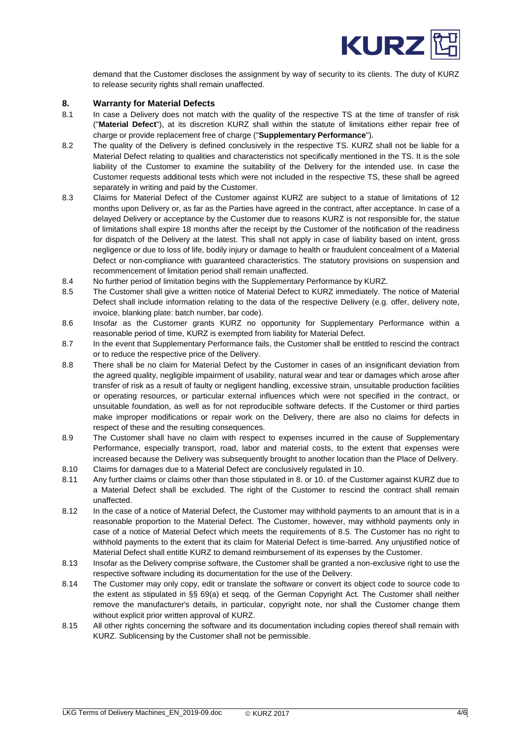demand that the Customer discloses the assignment by way of security to its clients. The duty of KURZ to release security rights shall remain unaffected.

## 8. Warranty for Material Defects

8.1 In case a Delivery does not match with the quality of the respective TS at the time of transfer of risk ("**Material Defect**"), at its discretion KURZ shall within the statute of limitations either repair free of charge or provide replacement free of charge ("**Supplementary Performance**").

8.2 The quality of the Delivery is defined conclusively in the respective TS. KURZ shall not be liable for a Material Defect relating to qualities and characteristics not specifically mentioned in the TS. It is the sole liability of the Customer to examine the suitability of the Delivery for the intended use. In case the Customer requests additional tests which were not included in the respective TS, these shall be agreed separately in writing and paid by the Customer.

8.3 Claims for Material Defect of the Customer against KURZ are subject to a statue of limitations of 12 months upon Delivery or, as far as the Parties have agreed in the contract, after acceptance. In case of a delayed Delivery or acceptance by the Customer due to reasons KURZ is not responsible for, the statue of limitations shall expire 18 months after the receipt by the Customer of the notification of the readiness for dispatch of the Delivery at the latest. This shall not apply in case of liability based on intent, gross negligence or due to loss of life, bodily injury or damage to health or fraudulent concealment of a Material Defect or non-compliance with guaranteed characteristics. The statutory provisions on suspension and recommencement of limitation period shall remain unaffected.

8.4 No further period of limitation begins with the Supplementary Performance by KURZ.

8.5 The Customer shall give a written notice of Material Defect to KURZ immediately. The notice of Material Defect shall include information relating to the data of the respective Delivery (e.g. offer, delivery note, invoice, blanking plate: batch number, bar code).

8.6 Insofar as the Customer grants KURZ no opportunity for Supplementary Performance within a reasonable period of time, KURZ is exempted from liability for Material Defect.

8.7 In the event that Supplementary Performance fails, the Customer shall be entitled to rescind the contract or to reduce the respective price of the Delivery.

8.8 There shall be no claim for Material Defect by the Customer in cases of an insignificant deviation from the agreed quality, negligible impairment of usability, natural wear and tear or damages which arose after transfer of risk as a result of faulty or negligent handling, excessive strain, unsuitable production facilities or operating resources, or particular external influences which were not specified in the contract, or unsuitable foundation, as well as for not reproducible software defects. If the Customer or third parties make improper modifications or repair work on the Delivery, there are also no claims for defects in respect of these and the resulting consequences.

8.9 The Customer shall have no claim with respect to expenses incurred in the cause of Supplementary Performance, especially transport, road, labor and material costs, to the extent that expenses were increased because the Delivery was subsequently brought to another location than the Place of Delivery.

8.10 Claims for damages due to a Material Defect are conclusively regulated in 10.

8.11 Any further claims or claims other than those stipulated in 8. or 10. of the Customer against KURZ due to a Material Defect shall be excluded. The right of the Customer to rescind the contract shall remain unaffected.

8.12 In the case of a notice of Material Defect, the Customer may withhold payments to an amount that is in a reasonable proportion to the Material Defect. The Customer, however, may withhold payments only in case of a notice of Material Defect which meets the requirements of 8.5. The Customer has no right to withhold payments to the extent that its claim for Material Defect is time-barred. Any unjustified notice of Material Defect shall entitle KURZ to demand reimbursement of its expenses by the Customer.

8.13 Insofar as the Delivery comprise software, the Customer shall be granted a non-exclusive right to use the respective software including its documentation for the use of the Delivery.

8.14 The Customer may only copy, edit or translate the software or convert its object code to source code to the extent as stipulated in §§ 69(a) et seqq. of the German Copyright Act. The Customer shall neither remove the manufacturer's details, in particular, copyright note, nor shall the Customer change them without explicit prior written approval of KURZ.

8.15 All other rights concerning the software and its documentation including copies thereof shall remain with KURZ. Sublicensing by the Customer shall not be permissible.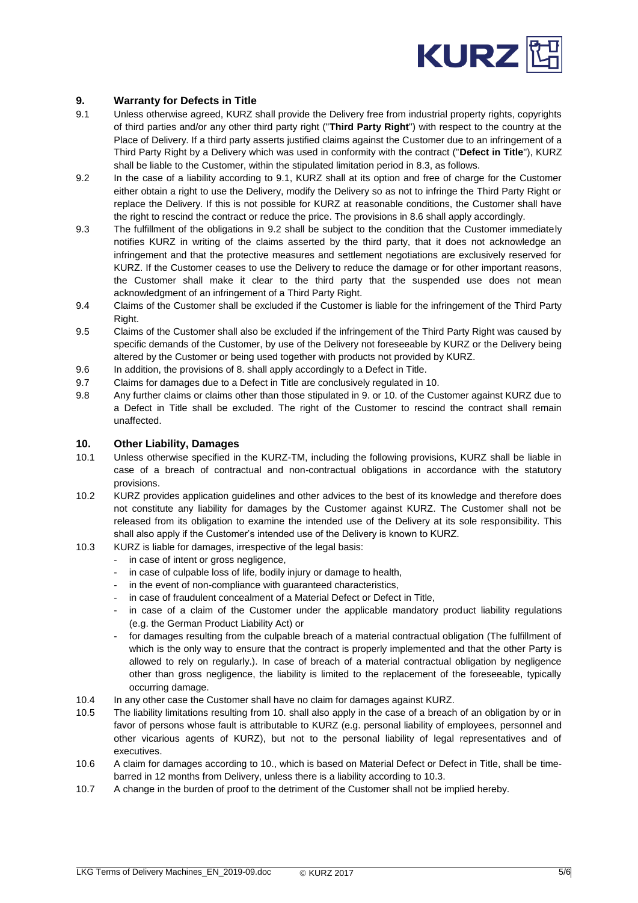## 9. Warranty for Defects in Title

9.1 Unless otherwise agreed, KURZ shall provide the Delivery free from industrial property rights, copyrights of third parties and/or any other third party right ("**Third Party Right**") with respect to the country at the Place of Delivery. If a third party asserts justified claims against the Customer due to an infringement of a Third Party Right by a Delivery which was used in conformity with the contract ("**Defect in Title**"), KURZ shall be liable to the Customer, within the stipulated limitation period in 8.3, as follows.

9.2 In the case of a liability according to 9.1, KURZ shall at its option and free of charge for the Customer either obtain a right to use the Delivery, modify the Delivery so as not to infringe the Third Party Right or replace the Delivery. If this is not possible for KURZ at reasonable conditions, the Customer shall have the right to rescind the contract or reduce the price. The provisions in 8.6 shall apply accordingly.

9.3 The fulfillment of the obligations in 9.2 shall be subject to the condition that the Customer immediately notifies KURZ in writing of the claims asserted by the third party, that it does not acknowledge an infringement and that the protective measures and settlement negotiations are exclusively reserved for KURZ. If the Customer ceases to use the Delivery to reduce the damage or for other important reasons, the Customer shall make it clear to the third party that the suspended use does not mean acknowledgment of an infringement of a Third Party Right.

9.4 Claims of the Customer shall be excluded if the Customer is liable for the infringement of the Third Party Right.

9.5 Claims of the Customer shall also be excluded if the infringement of the Third Party Right was caused by specific demands of the Customer, by use of the Delivery not foreseeable by KURZ or the Delivery being altered by the Customer or being used together with products not provided by KURZ.

9.6 In addition, the provisions of 8. shall apply accordingly to a Defect in Title.

9.7 Claims for damages due to a Defect in Title are conclusively regulated in 10.

9.8 Any further claims or claims other than those stipulated in 9. or 10. of the Customer against KURZ due to a Defect in Title shall be excluded. The right of the Customer to rescind the contract shall remain unaffected.

## 10. Other Liability, Damages

10.1 Unless otherwise specified in the KURZ-TM, including the following provisions, KURZ shall be liable in case of a breach of contractual and non-contractual obligations in accordance with the statutory provisions.

10.2 KURZ provides application guidelines and other advices to the best of its knowledge and therefore does not constitute any liability for damages by the Customer against KURZ. The Customer shall not be released from its obligation to examine the intended use of the Delivery at its sole responsibility. This shall also apply if the Customer's intended use of the Delivery is known to KURZ.

10.3 KURZ is liable for damages, irrespective of the legal basis:

- in case of intent or gross negligence,
- in case of culpable loss of life, bodily injury or damage to health,
- in the event of non-compliance with guaranteed characteristics,
- in case of fraudulent concealment of a Material Defect or Defect in Title,
- in case of a claim of the Customer under the applicable mandatory product liability regulations (e.g. the German Product Liability Act) or
- for damages resulting from the culpable breach of a material contractual obligation (The fulfillment of which is the only way to ensure that the contract is properly implemented and that the other Party is allowed to rely on regularly.). In case of breach of a material contractual obligation by negligence other than gross negligence, the liability is limited to the replacement of the foreseeable, typically occurring damage.

10.4 In any other case the Customer shall have no claim for damages against KURZ.

10.5 The liability limitations resulting from 10. shall also apply in the case of a breach of an obligation by or in favor of persons whose fault is attributable to KURZ (e.g. personal liability of employees, personnel and other vicarious agents of KURZ), but not to the personal liability of legal representatives and of executives.

10.6 A claim for damages according to 10., which is based on Material Defect or Defect in Title, shall be time-barred in 12 months from Delivery, unless there is a liability according to 10.3.

10.7 A change in the burden of proof to the detriment of the Customer shall not be implied hereby.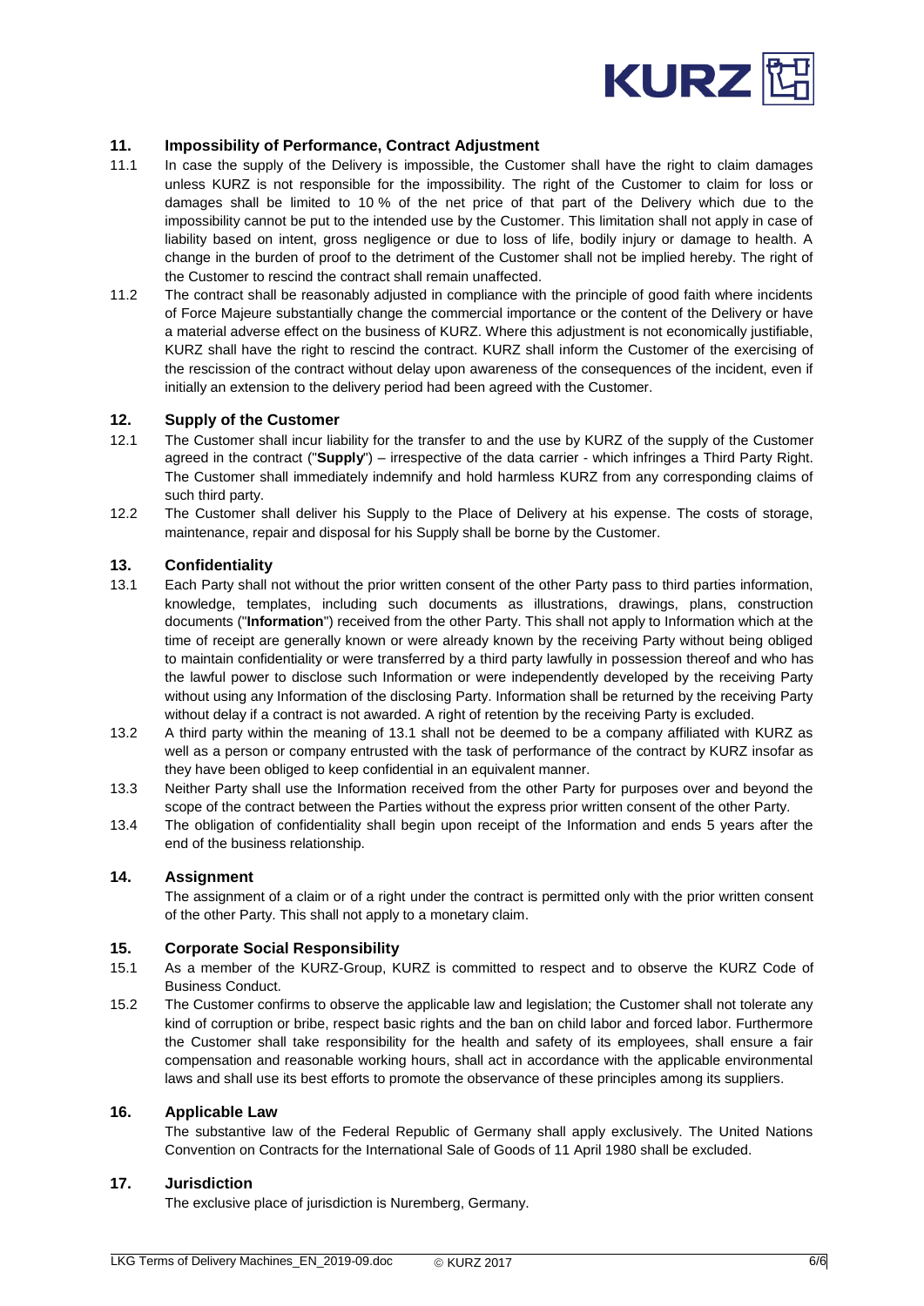## 11. Impossibility of Performance, Contract Adjustment

11.1 In case the supply of the Delivery is impossible, the Customer shall have the right to claim damages unless KURZ is not responsible for the impossibility. The right of the Customer to claim for loss or damages shall be limited to 10 % of the net price of that part of the Delivery which due to the impossibility cannot be put to the intended use by the Customer. This limitation shall not apply in case of liability based on intent, gross negligence or due to loss of life, bodily injury or damage to health. A change in the burden of proof to the detriment of the Customer shall not be implied hereby. The right of the Customer to rescind the contract shall remain unaffected.

11.2 The contract shall be reasonably adjusted in compliance with the principle of good faith where incidents of Force Majeure substantially change the commercial importance or the content of the Delivery or have a material adverse effect on the business of KURZ. Where this adjustment is not economically justifiable, KURZ shall have the right to rescind the contract. KURZ shall inform the Customer of the exercising of the rescission of the contract without delay upon awareness of the consequences of the incident, even if initially an extension to the delivery period had been agreed with the Customer.

## 12. Supply of the Customer

12.1 The Customer shall incur liability for the transfer to and the use by KURZ of the supply of the Customer agreed in the contract ("**Supply**") – irrespective of the data carrier - which infringes a Third Party Right. The Customer shall immediately indemnify and hold harmless KURZ from any corresponding claims of such third party.

12.2 The Customer shall deliver his Supply to the Place of Delivery at his expense. The costs of storage, maintenance, repair and disposal for his Supply shall be borne by the Customer.

## 13. Confidentiality

13.1 Each Party shall not without the prior written consent of the other Party pass to third parties information, knowledge, templates, including such documents as illustrations, drawings, plans, construction documents ("**Information**") received from the other Party. This shall not apply to Information which at the time of receipt are generally known or were already known by the receiving Party without being obliged to maintain confidentiality or were transferred by a third party lawfully in possession thereof and who has the lawful power to disclose such Information or were independently developed by the receiving Party without using any Information of the disclosing Party. Information shall be returned by the receiving Party without delay if a contract is not awarded. A right of retention by the receiving Party is excluded.

13.2 A third party within the meaning of 13.1 shall not be deemed to be a company affiliated with KURZ as well as a person or company entrusted with the task of performance of the contract by KURZ insofar as they have been obliged to keep confidential in an equivalent manner.

13.3 Neither Party shall use the Information received from the other Party for purposes over and beyond the scope of the contract between the Parties without the express prior written consent of the other Party.

13.4 The obligation of confidentiality shall begin upon receipt of the Information and ends 5 years after the end of the business relationship.

## 14. Assignment

The assignment of a claim or of a right under the contract is permitted only with the prior written consent of the other Party. This shall not apply to a monetary claim.

## 15. Corporate Social Responsibility

15.1 As a member of the KURZ-Group, KURZ is committed to respect and to observe the KURZ Code of Business Conduct.

15.2 The Customer confirms to observe the applicable law and legislation; the Customer shall not tolerate any kind of corruption or bribe, respect basic rights and the ban on child labor and forced labor. Furthermore the Customer shall take responsibility for the health and safety of its employees, shall ensure a fair compensation and reasonable working hours, shall act in accordance with the applicable environmental laws and shall use its best efforts to promote the observance of these principles among its suppliers.

## 16. Applicable Law

The substantive law of the Federal Republic of Germany shall apply exclusively. The United Nations Convention on Contracts for the International Sale of Goods of 11 April 1980 shall be excluded.

## 17. Jurisdiction

The exclusive place of jurisdiction is Nuremberg, Germany.